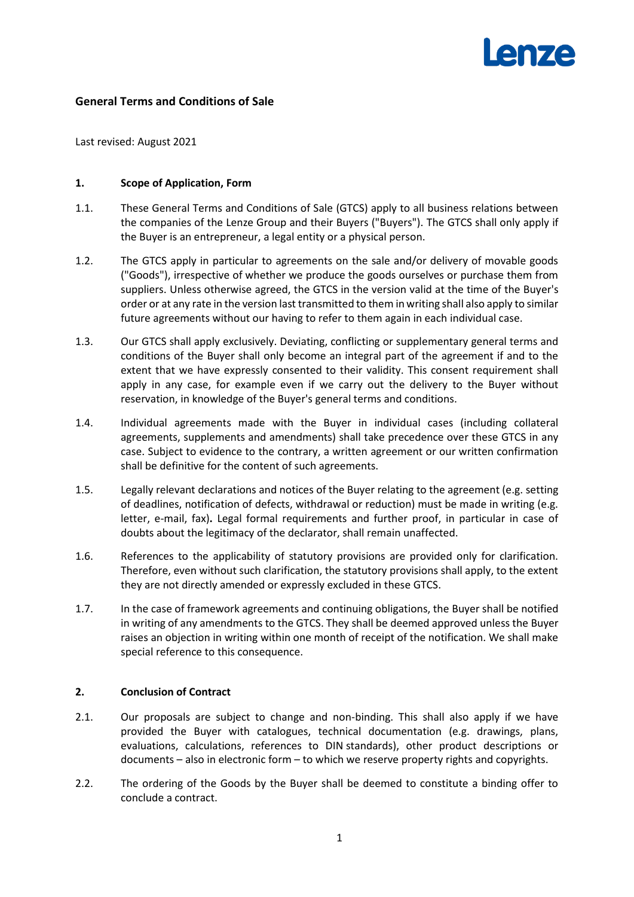# General Terms and Conditions of Sale

Last revised: August 2021

## 1. Scope of Application, Form

1.1. These General Terms and Conditions of Sale (GTCS) apply to all business relations between the companies of the Lenze Group and their Buyers ("Buyers"). The GTCS shall only apply if the Buyer is an entrepreneur, a legal entity or a physical person.

1.2. The GTCS apply in particular to agreements on the sale and/or delivery of movable goods ("Goods"), irrespective of whether we produce the goods ourselves or purchase them from suppliers. Unless otherwise agreed, the GTCS in the version valid at the time of the Buyer's order or at any rate in the version last transmitted to them in writing shall also apply to similar future agreements without our having to refer to them again in each individual case.

1.3. Our GTCS shall apply exclusively. Deviating, conflicting or supplementary general terms and conditions of the Buyer shall only become an integral part of the agreement if and to the extent that we have expressly consented to their validity. This consent requirement shall apply in any case, for example even if we carry out the delivery to the Buyer without reservation, in knowledge of the Buyer's general terms and conditions.

1.4. Individual agreements made with the Buyer in individual cases (including collateral agreements, supplements and amendments) shall take precedence over these GTCS in any case. Subject to evidence to the contrary, a written agreement or our written confirmation shall be definitive for the content of such agreements.

1.5. Legally relevant declarations and notices of the Buyer relating to the agreement (e.g. setting of deadlines, notification of defects, withdrawal or reduction) must be made in writing (e.g. letter, e-mail, fax)**.** Legal formal requirements and further proof, in particular in case of doubts about the legitimacy of the declarator, shall remain unaffected.

1.6. References to the applicability of statutory provisions are provided only for clarification. Therefore, even without such clarification, the statutory provisions shall apply, to the extent they are not directly amended or expressly excluded in these GTCS.

1.7. In the case of framework agreements and continuing obligations, the Buyer shall be notified in writing of any amendments to the GTCS. They shall be deemed approved unless the Buyer raises an objection in writing within one month of receipt of the notification. We shall make special reference to this consequence.

## 2. Conclusion of Contract

2.1. Our proposals are subject to change and non-binding. This shall also apply if we have provided the Buyer with catalogues, technical documentation (e.g. drawings, plans, evaluations, calculations, references to DIN standards), other product descriptions or documents – also in electronic form – to which we reserve property rights and copyrights.

2.2. The ordering of the Goods by the Buyer shall be deemed to constitute a binding offer to conclude a contract.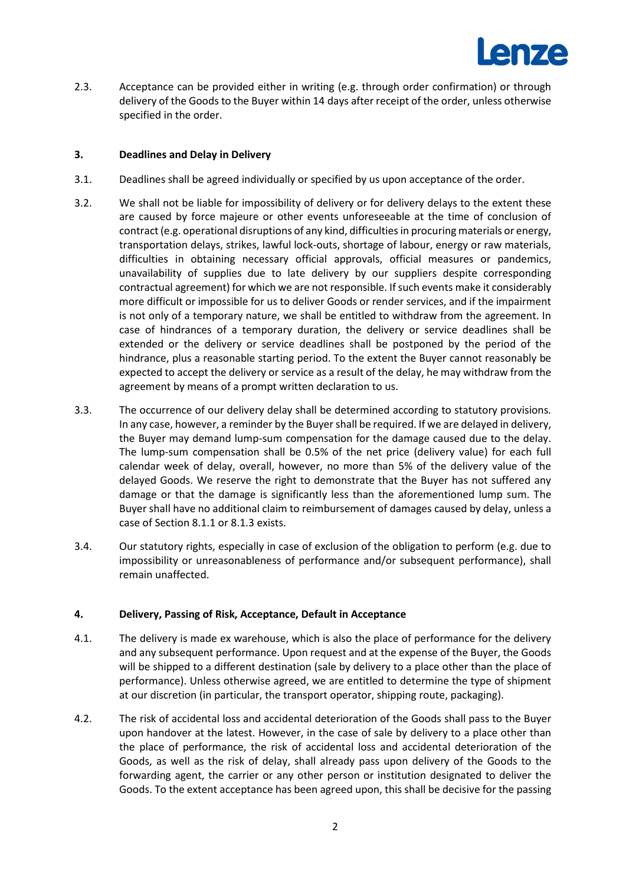2.3. Acceptance can be provided either in writing (e.g. through order confirmation) or through delivery of the Goods to the Buyer within 14 days after receipt of the order, unless otherwise specified in the order.

## 3. Deadlines and Delay in Delivery

3.1. Deadlines shall be agreed individually or specified by us upon acceptance of the order.

3.2. We shall not be liable for impossibility of delivery or for delivery delays to the extent these are caused by force majeure or other events unforeseeable at the time of conclusion of contract (e.g. operational disruptions of any kind, difficulties in procuring materials or energy, transportation delays, strikes, lawful lock-outs, shortage of labour, energy or raw materials, difficulties in obtaining necessary official approvals, official measures or pandemics, unavailability of supplies due to late delivery by our suppliers despite corresponding contractual agreement) for which we are not responsible. If such events make it considerably more difficult or impossible for us to deliver Goods or render services, and if the impairment is not only of a temporary nature, we shall be entitled to withdraw from the agreement. In case of hindrances of a temporary duration, the delivery or service deadlines shall be extended or the delivery or service deadlines shall be postponed by the period of the hindrance, plus a reasonable starting period. To the extent the Buyer cannot reasonably be expected to accept the delivery or service as a result of the delay, he may withdraw from the agreement by means of a prompt written declaration to us.

3.3. The occurrence of our delivery delay shall be determined according to statutory provisions. In any case, however, a reminder by the Buyer shall be required. If we are delayed in delivery, the Buyer may demand lump-sum compensation for the damage caused due to the delay. The lump-sum compensation shall be 0.5% of the net price (delivery value) for each full calendar week of delay, overall, however, no more than 5% of the delivery value of the delayed Goods. We reserve the right to demonstrate that the Buyer has not suffered any damage or that the damage is significantly less than the aforementioned lump sum. The Buyer shall have no additional claim to reimbursement of damages caused by delay, unless a case of Section 8.1.1 or 8.1.3 exists.

3.4. Our statutory rights, especially in case of exclusion of the obligation to perform (e.g. due to impossibility or unreasonableness of performance and/or subsequent performance), shall remain unaffected.

## 4. Delivery, Passing of Risk, Acceptance, Default in Acceptance

4.1. The delivery is made ex warehouse, which is also the place of performance for the delivery and any subsequent performance. Upon request and at the expense of the Buyer, the Goods will be shipped to a different destination (sale by delivery to a place other than the place of performance). Unless otherwise agreed, we are entitled to determine the type of shipment at our discretion (in particular, the transport operator, shipping route, packaging).

4.2. The risk of accidental loss and accidental deterioration of the Goods shall pass to the Buyer upon handover at the latest. However, in the case of sale by delivery to a place other than the place of performance, the risk of accidental loss and accidental deterioration of the Goods, as well as the risk of delay, shall already pass upon delivery of the Goods to the forwarding agent, the carrier or any other person or institution designated to deliver the Goods. To the extent acceptance has been agreed upon, this shall be decisive for the passing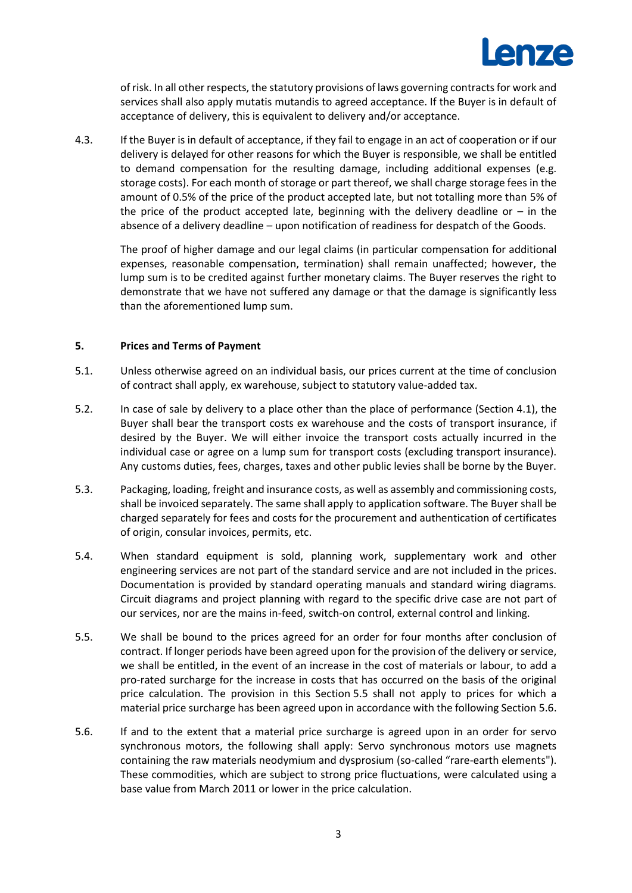of risk. In all other respects, the statutory provisions of laws governing contracts for work and services shall also apply mutatis mutandis to agreed acceptance. If the Buyer is in default of acceptance of delivery, this is equivalent to delivery and/or acceptance.

4.3. If the Buyer is in default of acceptance, if they fail to engage in an act of cooperation or if our delivery is delayed for other reasons for which the Buyer is responsible, we shall be entitled to demand compensation for the resulting damage, including additional expenses (e.g. storage costs). For each month of storage or part thereof, we shall charge storage fees in the amount of 0.5% of the price of the product accepted late, but not totalling more than 5% of the price of the product accepted late, beginning with the delivery deadline or – in the absence of a delivery deadline – upon notification of readiness for despatch of the Goods.

The proof of higher damage and our legal claims (in particular compensation for additional expenses, reasonable compensation, termination) shall remain unaffected; however, the lump sum is to be credited against further monetary claims. The Buyer reserves the right to demonstrate that we have not suffered any damage or that the damage is significantly less than the aforementioned lump sum.

## 5. Prices and Terms of Payment

5.1. Unless otherwise agreed on an individual basis, our prices current at the time of conclusion of contract shall apply, ex warehouse, subject to statutory value-added tax.

5.2. In case of sale by delivery to a place other than the place of performance (Section 4.1), the Buyer shall bear the transport costs ex warehouse and the costs of transport insurance, if desired by the Buyer. We will either invoice the transport costs actually incurred in the individual case or agree on a lump sum for transport costs (excluding transport insurance). Any customs duties, fees, charges, taxes and other public levies shall be borne by the Buyer.

5.3. Packaging, loading, freight and insurance costs, as well as assembly and commissioning costs, shall be invoiced separately. The same shall apply to application software. The Buyer shall be charged separately for fees and costs for the procurement and authentication of certificates of origin, consular invoices, permits, etc.

5.4. When standard equipment is sold, planning work, supplementary work and other engineering services are not part of the standard service and are not included in the prices. Documentation is provided by standard operating manuals and standard wiring diagrams. Circuit diagrams and project planning with regard to the specific drive case are not part of our services, nor are the mains in-feed, switch-on control, external control and linking.

5.5. We shall be bound to the prices agreed for an order for four months after conclusion of contract. If longer periods have been agreed upon for the provision of the delivery or service, we shall be entitled, in the event of an increase in the cost of materials or labour, to add a pro-rated surcharge for the increase in costs that has occurred on the basis of the original price calculation. The provision in this Section 5.5 shall not apply to prices for which a material price surcharge has been agreed upon in accordance with the following Section 5.6.

5.6. If and to the extent that a material price surcharge is agreed upon in an order for servo synchronous motors, the following shall apply: Servo synchronous motors use magnets containing the raw materials neodymium and dysprosium (so-called "rare-earth elements"). These commodities, which are subject to strong price fluctuations, were calculated using a base value from March 2011 or lower in the price calculation.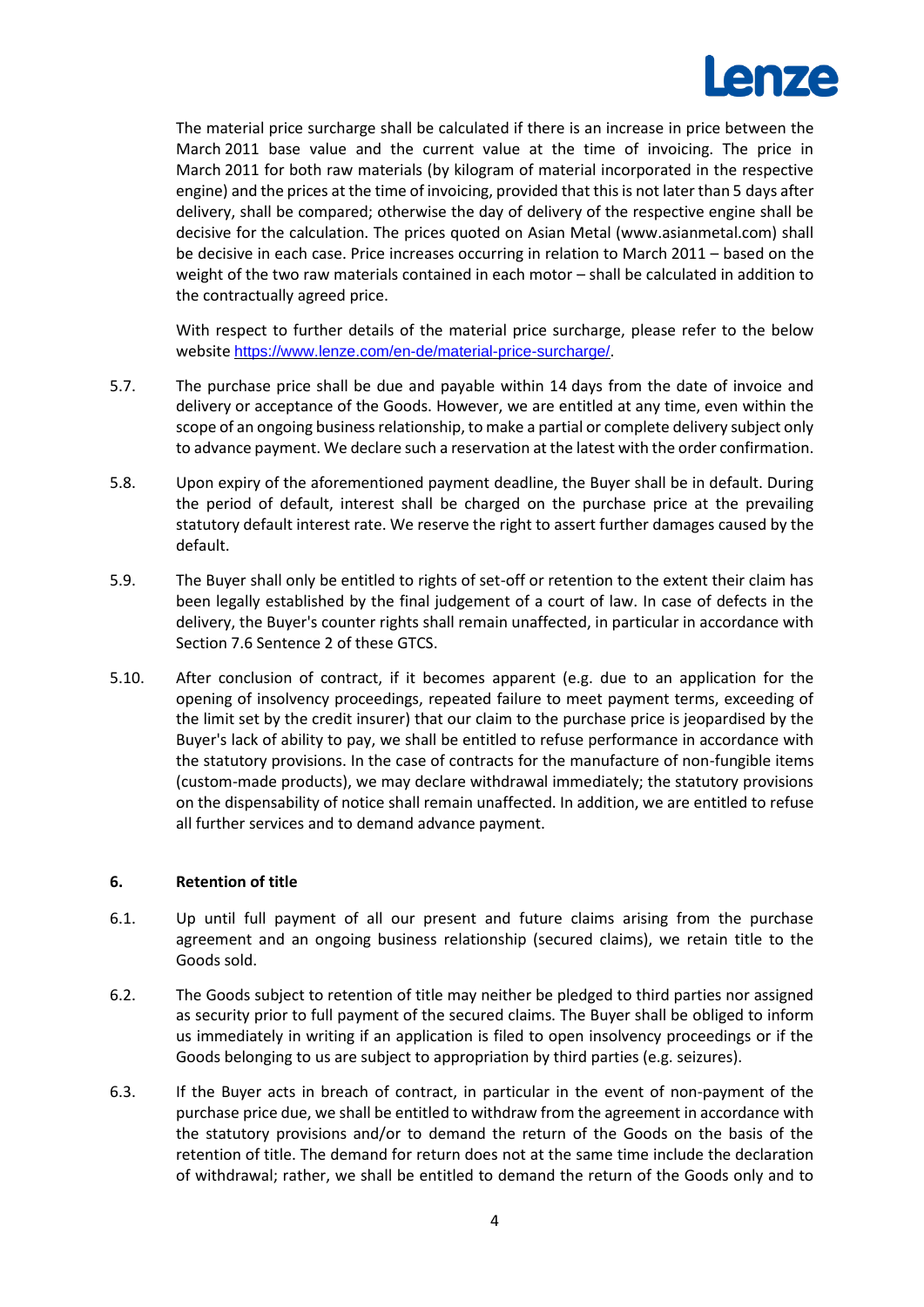The material price surcharge shall be calculated if there is an increase in price between the March 2011 base value and the current value at the time of invoicing. The price in March 2011 for both raw materials (by kilogram of material incorporated in the respective engine) and the prices at the time of invoicing, provided that this is not later than 5 days after delivery, shall be compared; otherwise the day of delivery of the respective engine shall be decisive for the calculation. The prices quoted on Asian Metal (www.asianmetal.com) shall be decisive in each case. Price increases occurring in relation to March 2011 – based on the weight of the two raw materials contained in each motor – shall be calculated in addition to the contractually agreed price.

With respect to further details of the material price surcharge, please refer to the below website https://www.lenze.com/en-de/material-price-surcharge/.

5.7. The purchase price shall be due and payable within 14 days from the date of invoice and delivery or acceptance of the Goods. However, we are entitled at any time, even within the scope of an ongoing business relationship, to make a partial or complete delivery subject only to advance payment. We declare such a reservation at the latest with the order confirmation.

5.8. Upon expiry of the aforementioned payment deadline, the Buyer shall be in default. During the period of default, interest shall be charged on the purchase price at the prevailing statutory default interest rate. We reserve the right to assert further damages caused by the default.

5.9. The Buyer shall only be entitled to rights of set-off or retention to the extent their claim has been legally established by the final judgement of a court of law. In case of defects in the delivery, the Buyer's counter rights shall remain unaffected, in particular in accordance with Section 7.6 Sentence 2 of these GTCS.

5.10. After conclusion of contract, if it becomes apparent (e.g. due to an application for the opening of insolvency proceedings, repeated failure to meet payment terms, exceeding of the limit set by the credit insurer) that our claim to the purchase price is jeopardised by the Buyer's lack of ability to pay, we shall be entitled to refuse performance in accordance with the statutory provisions. In the case of contracts for the manufacture of non-fungible items (custom-made products), we may declare withdrawal immediately; the statutory provisions on the dispensability of notice shall remain unaffected. In addition, we are entitled to refuse all further services and to demand advance payment.

## 6. Retention of title

6.1. Up until full payment of all our present and future claims arising from the purchase agreement and an ongoing business relationship (secured claims), we retain title to the Goods sold.

6.2. The Goods subject to retention of title may neither be pledged to third parties nor assigned as security prior to full payment of the secured claims. The Buyer shall be obliged to inform us immediately in writing if an application is filed to open insolvency proceedings or if the Goods belonging to us are subject to appropriation by third parties (e.g. seizures).

6.3. If the Buyer acts in breach of contract, in particular in the event of non-payment of the purchase price due, we shall be entitled to withdraw from the agreement in accordance with the statutory provisions and/or to demand the return of the Goods on the basis of the retention of title. The demand for return does not at the same time include the declaration of withdrawal; rather, we shall be entitled to demand the return of the Goods only and to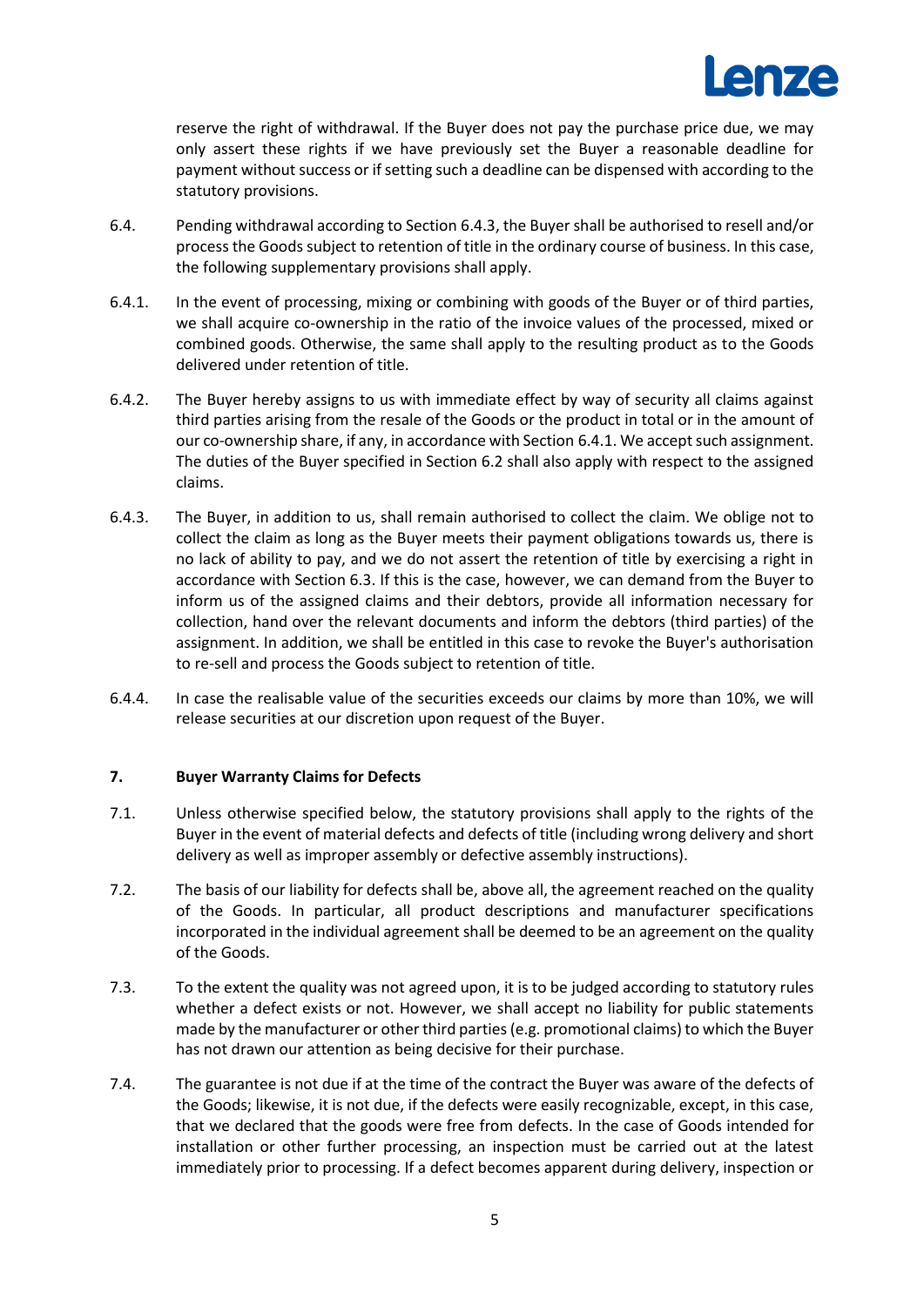reserve the right of withdrawal. If the Buyer does not pay the purchase price due, we may only assert these rights if we have previously set the Buyer a reasonable deadline for payment without success or if setting such a deadline can be dispensed with according to the statutory provisions.

6.4. Pending withdrawal according to Section 6.4.3, the Buyer shall be authorised to resell and/or process the Goods subject to retention of title in the ordinary course of business. In this case, the following supplementary provisions shall apply.

6.4.1. In the event of processing, mixing or combining with goods of the Buyer or of third parties, we shall acquire co-ownership in the ratio of the invoice values of the processed, mixed or combined goods. Otherwise, the same shall apply to the resulting product as to the Goods delivered under retention of title.

6.4.2. The Buyer hereby assigns to us with immediate effect by way of security all claims against third parties arising from the resale of the Goods or the product in total or in the amount of our co-ownership share, if any, in accordance with Section 6.4.1. We accept such assignment. The duties of the Buyer specified in Section 6.2 shall also apply with respect to the assigned claims.

6.4.3. The Buyer, in addition to us, shall remain authorised to collect the claim. We oblige not to collect the claim as long as the Buyer meets their payment obligations towards us, there is no lack of ability to pay, and we do not assert the retention of title by exercising a right in accordance with Section 6.3. If this is the case, however, we can demand from the Buyer to inform us of the assigned claims and their debtors, provide all information necessary for collection, hand over the relevant documents and inform the debtors (third parties) of the assignment. In addition, we shall be entitled in this case to revoke the Buyer's authorisation to re-sell and process the Goods subject to retention of title.

6.4.4. In case the realisable value of the securities exceeds our claims by more than 10%, we will release securities at our discretion upon request of the Buyer.

## 7. Buyer Warranty Claims for Defects

7.1. Unless otherwise specified below, the statutory provisions shall apply to the rights of the Buyer in the event of material defects and defects of title (including wrong delivery and short delivery as well as improper assembly or defective assembly instructions).

7.2. The basis of our liability for defects shall be, above all, the agreement reached on the quality of the Goods. In particular, all product descriptions and manufacturer specifications incorporated in the individual agreement shall be deemed to be an agreement on the quality of the Goods.

7.3. To the extent the quality was not agreed upon, it is to be judged according to statutory rules whether a defect exists or not. However, we shall accept no liability for public statements made by the manufacturer or other third parties (e.g. promotional claims) to which the Buyer has not drawn our attention as being decisive for their purchase.

7.4. The guarantee is not due if at the time of the contract the Buyer was aware of the defects of the Goods; likewise, it is not due, if the defects were easily recognizable, except, in this case, that we declared that the goods were free from defects. In the case of Goods intended for installation or other further processing, an inspection must be carried out at the latest immediately prior to processing. If a defect becomes apparent during delivery, inspection or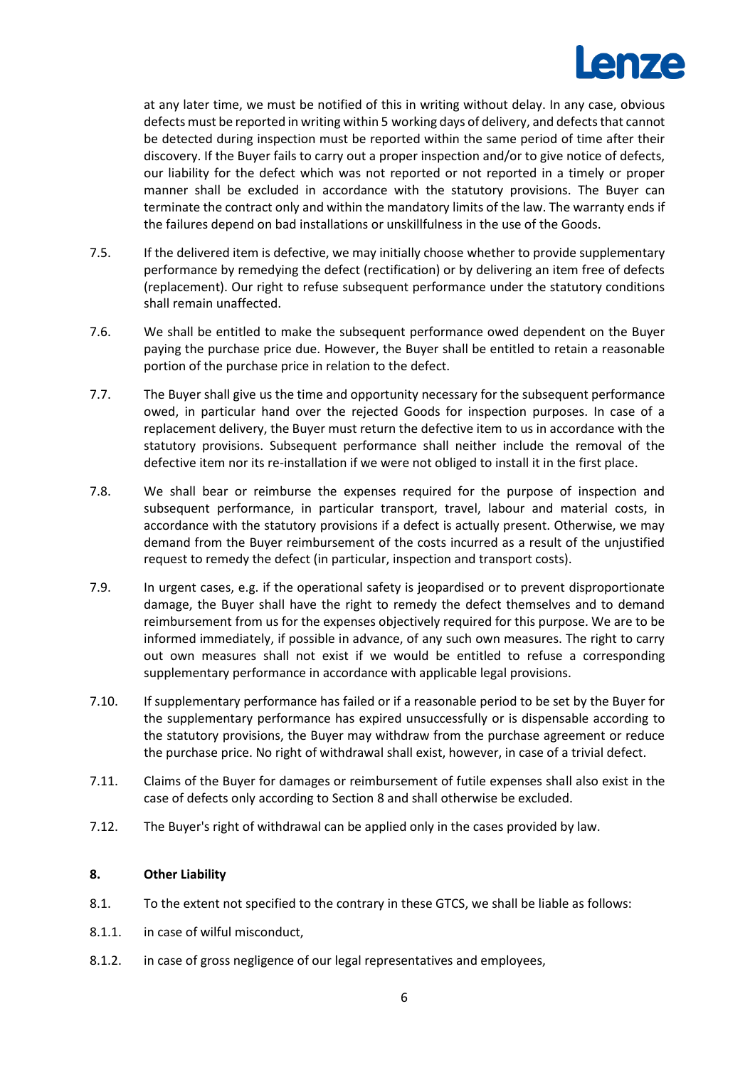at any later time, we must be notified of this in writing without delay. In any case, obvious defects must be reported in writing within 5 working days of delivery, and defects that cannot be detected during inspection must be reported within the same period of time after their discovery. If the Buyer fails to carry out a proper inspection and/or to give notice of defects, our liability for the defect which was not reported or not reported in a timely or proper manner shall be excluded in accordance with the statutory provisions. The Buyer can terminate the contract only and within the mandatory limits of the law. The warranty ends if the failures depend on bad installations or unskillfulness in the use of the Goods.

7.5. If the delivered item is defective, we may initially choose whether to provide supplementary performance by remedying the defect (rectification) or by delivering an item free of defects (replacement). Our right to refuse subsequent performance under the statutory conditions shall remain unaffected.

7.6. We shall be entitled to make the subsequent performance owed dependent on the Buyer paying the purchase price due. However, the Buyer shall be entitled to retain a reasonable portion of the purchase price in relation to the defect.

7.7. The Buyer shall give us the time and opportunity necessary for the subsequent performance owed, in particular hand over the rejected Goods for inspection purposes. In case of a replacement delivery, the Buyer must return the defective item to us in accordance with the statutory provisions. Subsequent performance shall neither include the removal of the defective item nor its re-installation if we were not obliged to install it in the first place.

7.8. We shall bear or reimburse the expenses required for the purpose of inspection and subsequent performance, in particular transport, travel, labour and material costs, in accordance with the statutory provisions if a defect is actually present. Otherwise, we may demand from the Buyer reimbursement of the costs incurred as a result of the unjustified request to remedy the defect (in particular, inspection and transport costs).

7.9. In urgent cases, e.g. if the operational safety is jeopardised or to prevent disproportionate damage, the Buyer shall have the right to remedy the defect themselves and to demand reimbursement from us for the expenses objectively required for this purpose. We are to be informed immediately, if possible in advance, of any such own measures. The right to carry out own measures shall not exist if we would be entitled to refuse a corresponding supplementary performance in accordance with applicable legal provisions.

7.10. If supplementary performance has failed or if a reasonable period to be set by the Buyer for the supplementary performance has expired unsuccessfully or is dispensable according to the statutory provisions, the Buyer may withdraw from the purchase agreement or reduce the purchase price. No right of withdrawal shall exist, however, in case of a trivial defect.

7.11. Claims of the Buyer for damages or reimbursement of futile expenses shall also exist in the case of defects only according to Section 8 and shall otherwise be excluded.

7.12. The Buyer's right of withdrawal can be applied only in the cases provided by law.

## 8. Other Liability

8.1. To the extent not specified to the contrary in these GTCS, we shall be liable as follows:

8.1.1. in case of wilful misconduct,

8.1.2. in case of gross negligence of our legal representatives and employees,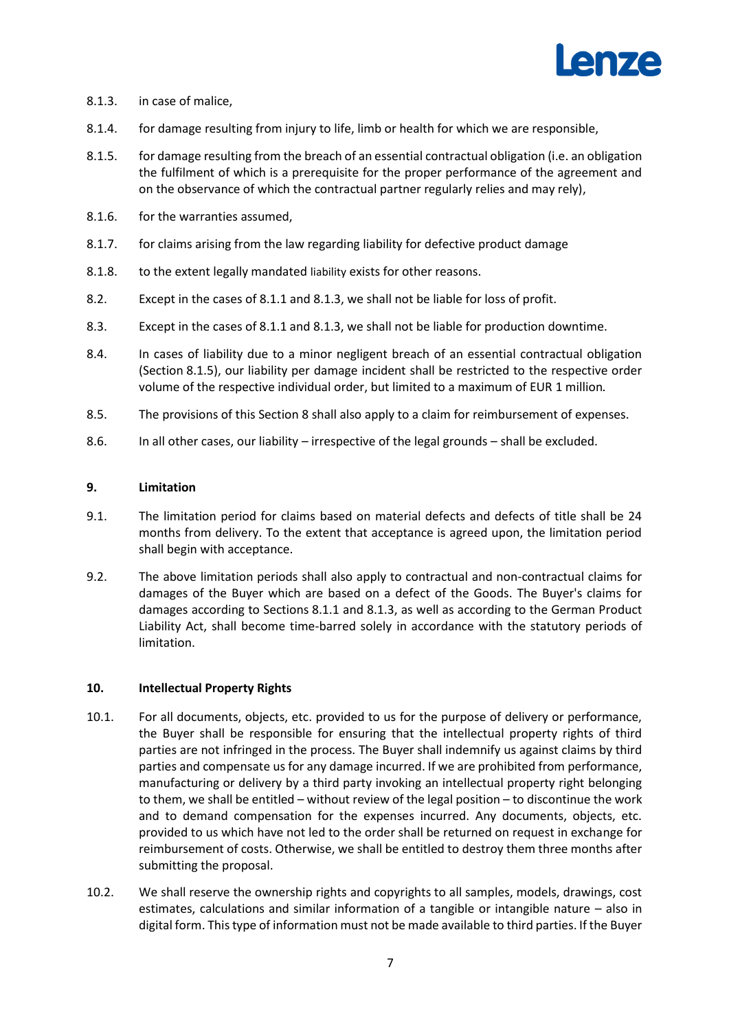8.1.3. in case of malice,

8.1.4. for damage resulting from injury to life, limb or health for which we are responsible,

8.1.5. for damage resulting from the breach of an essential contractual obligation (i.e. an obligation the fulfilment of which is a prerequisite for the proper performance of the agreement and on the observance of which the contractual partner regularly relies and may rely),

8.1.6. for the warranties assumed,

8.1.7. for claims arising from the law regarding liability for defective product damage

8.1.8. to the extent legally mandated liability exists for other reasons.

8.2. Except in the cases of 8.1.1 and 8.1.3, we shall not be liable for loss of profit.

8.3. Except in the cases of 8.1.1 and 8.1.3, we shall not be liable for production downtime.

8.4. In cases of liability due to a minor negligent breach of an essential contractual obligation (Section 8.1.5), our liability per damage incident shall be restricted to the respective order volume of the respective individual order, but limited to a maximum of EUR 1 million.

8.5. The provisions of this Section 8 shall also apply to a claim for reimbursement of expenses.

8.6. In all other cases, our liability – irrespective of the legal grounds – shall be excluded.

## 9. Limitation

9.1. The limitation period for claims based on material defects and defects of title shall be 24 months from delivery. To the extent that acceptance is agreed upon, the limitation period shall begin with acceptance.

9.2. The above limitation periods shall also apply to contractual and non-contractual claims for damages of the Buyer which are based on a defect of the Goods. The Buyer's claims for damages according to Sections 8.1.1 and 8.1.3, as well as according to the German Product Liability Act, shall become time-barred solely in accordance with the statutory periods of limitation.

## 10. Intellectual Property Rights

10.1. For all documents, objects, etc. provided to us for the purpose of delivery or performance, the Buyer shall be responsible for ensuring that the intellectual property rights of third parties are not infringed in the process. The Buyer shall indemnify us against claims by third parties and compensate us for any damage incurred. If we are prohibited from performance, manufacturing or delivery by a third party invoking an intellectual property right belonging to them, we shall be entitled – without review of the legal position – to discontinue the work and to demand compensation for the expenses incurred. Any documents, objects, etc. provided to us which have not led to the order shall be returned on request in exchange for reimbursement of costs. Otherwise, we shall be entitled to destroy them three months after submitting the proposal.

10.2. We shall reserve the ownership rights and copyrights to all samples, models, drawings, cost estimates, calculations and similar information of a tangible or intangible nature – also in digital form. This type of information must not be made available to third parties. If the Buyer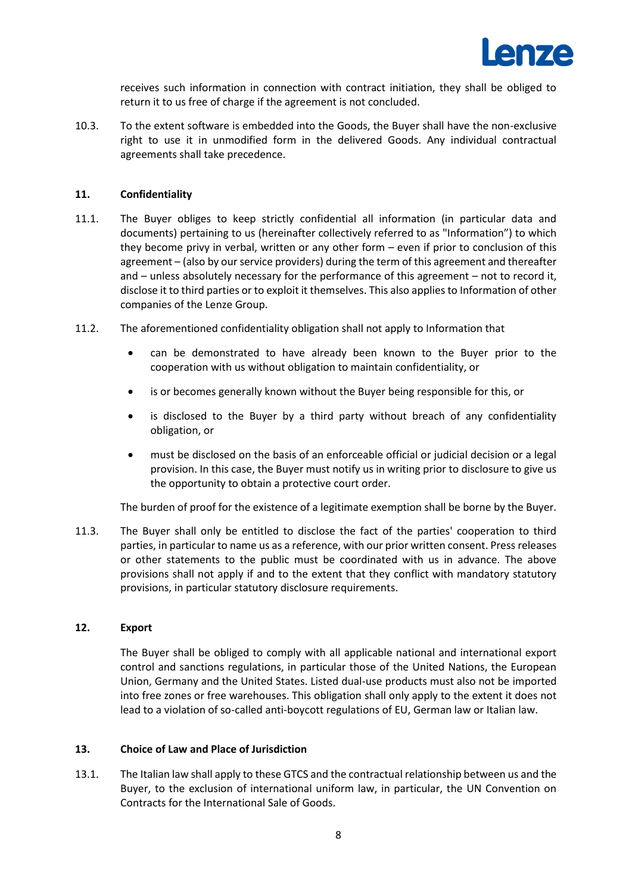receives such information in connection with contract initiation, they shall be obliged to return it to us free of charge if the agreement is not concluded.

10.3. To the extent software is embedded into the Goods, the Buyer shall have the non-exclusive right to use it in unmodified form in the delivered Goods. Any individual contractual agreements shall take precedence.

## 11. Confidentiality

11.1. The Buyer obliges to keep strictly confidential all information (in particular data and documents) pertaining to us (hereinafter collectively referred to as "Information") to which they become privy in verbal, written or any other form – even if prior to conclusion of this agreement – (also by our service providers) during the term of this agreement and thereafter and – unless absolutely necessary for the performance of this agreement – not to record it, disclose it to third parties or to exploit it themselves. This also applies to Information of other companies of the Lenze Group.

11.2. The aforementioned confidentiality obligation shall not apply to Information that

- can be demonstrated to have already been known to the Buyer prior to the cooperation with us without obligation to maintain confidentiality, or
- is or becomes generally known without the Buyer being responsible for this, or
- is disclosed to the Buyer by a third party without breach of any confidentiality obligation, or
- must be disclosed on the basis of an enforceable official or judicial decision or a legal provision. In this case, the Buyer must notify us in writing prior to disclosure to give us the opportunity to obtain a protective court order.

The burden of proof for the existence of a legitimate exemption shall be borne by the Buyer.

11.3. The Buyer shall only be entitled to disclose the fact of the parties' cooperation to third parties, in particular to name us as a reference, with our prior written consent. Press releases or other statements to the public must be coordinated with us in advance. The above provisions shall not apply if and to the extent that they conflict with mandatory statutory provisions, in particular statutory disclosure requirements.

## 12. Export

The Buyer shall be obliged to comply with all applicable national and international export control and sanctions regulations, in particular those of the United Nations, the European Union, Germany and the United States. Listed dual-use products must also not be imported into free zones or free warehouses. This obligation shall only apply to the extent it does not lead to a violation of so-called anti-boycott regulations of EU, German law or Italian law.

## 13. Choice of Law and Place of Jurisdiction

13.1. The Italian law shall apply to these GTCS and the contractual relationship between us and the Buyer, to the exclusion of international uniform law, in particular, the UN Convention on Contracts for the International Sale of Goods.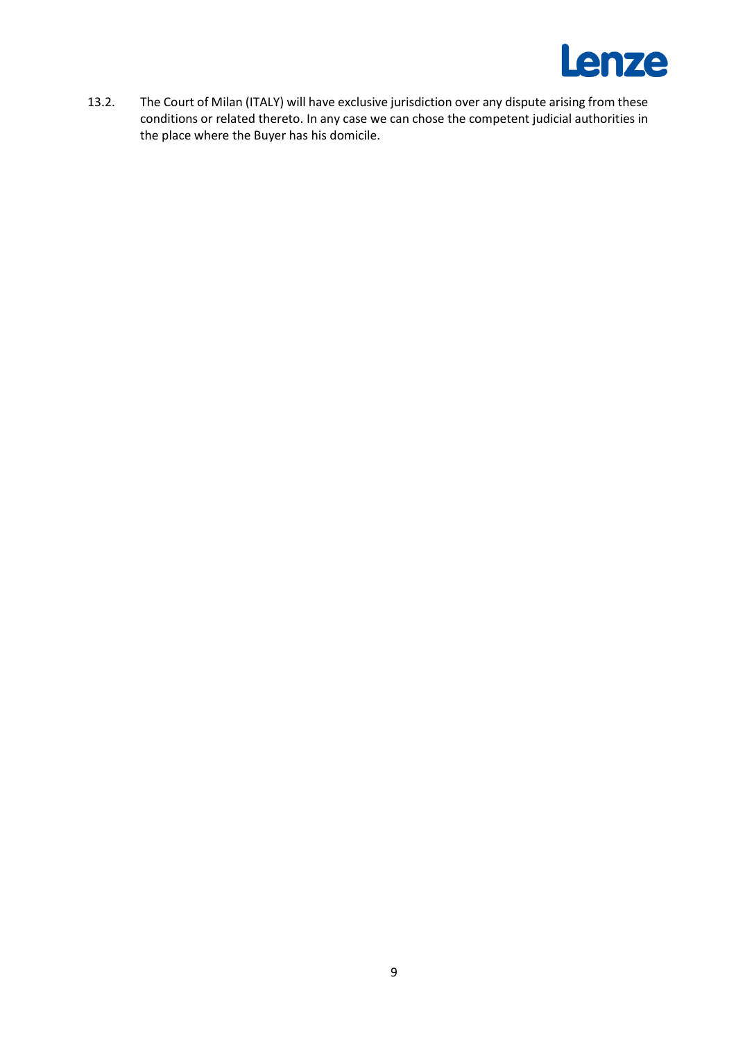13.2. The Court of Milan (ITALY) will have exclusive jurisdiction over any dispute arising from these conditions or related thereto. In any case we can chose the competent judicial authorities in the place where the Buyer has his domicile.